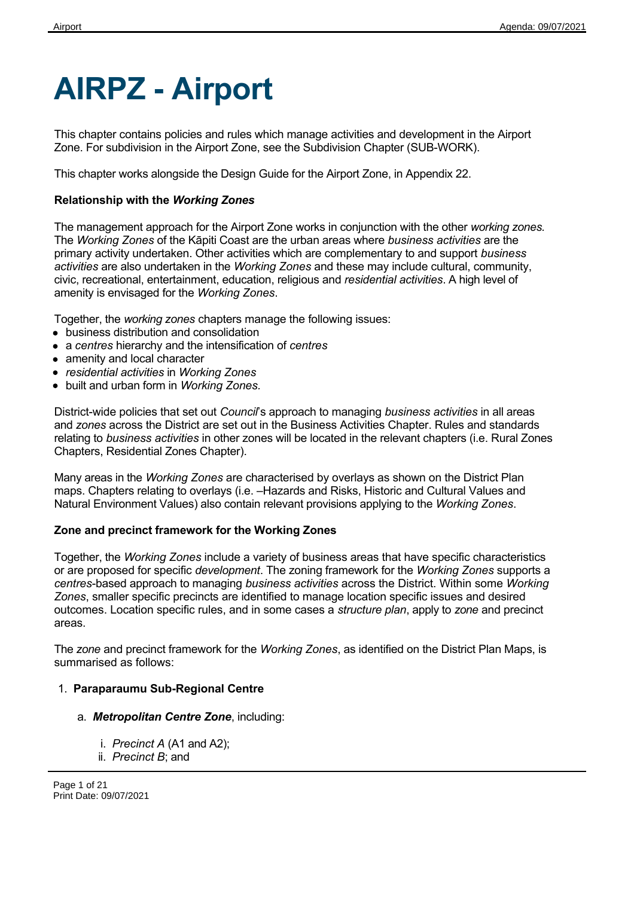# AIRPZ - Airport

This chapter contains policies and rules which manage activities and development in the Airport Zone. For subdivision in the Airport Zone, see the Subdivision Chapter (SUB-WORK).

This chapter works alongside the Design Guide for the Airport Zone, in Appendix 22.

**Relationship with the *Working Zones***

The management approach for the Airport Zone works in conjunction with the other *working zones*. The *Working Zones* of the Kāpiti Coast are the urban areas where *business activities* are the primary activity undertaken. Other activities which are complementary to and support *business activities* are also undertaken in the *Working Zones* and these may include cultural, community, civic, recreational, entertainment, education, religious and *residential activities*. A high level of amenity is envisaged for the *Working Zones*.

Together, the *working zones* chapters manage the following issues:

- business distribution and consolidation
- a *centres* hierarchy and the intensification of *centres*
- amenity and local character
- *residential activities* in *Working Zones*
- built and urban form in *Working Zones*.

District-wide policies that set out *Council*'s approach to managing *business activities* in all areas and *zones* across the District are set out in the Business Activities Chapter. Rules and standards relating to *business activities* in other zones will be located in the relevant chapters (i.e. Rural Zones Chapters, Residential Zones Chapter).

Many areas in the *Working Zones* are characterised by overlays as shown on the District Plan maps. Chapters relating to overlays (i.e. –Hazards and Risks, Historic and Cultural Values and Natural Environment Values) also contain relevant provisions applying to the *Working Zones*.

**Zone and precinct framework for the Working Zones**

Together, the *Working Zones* include a variety of business areas that have specific characteristics or are proposed for specific *development*. The zoning framework for the *Working Zones* supports a *centres*-based approach to managing *business activities* across the District. Within some *Working Zones*, smaller specific precincts are identified to manage location specific issues and desired outcomes. Location specific rules, and in some cases a *structure plan*, apply to *zone* and precinct areas.

The *zone* and precinct framework for the *Working Zones*, as identified on the District Plan Maps, is summarised as follows:

1. **Paraparaumu Sub-Regional Centre**
    a. ***Metropolitan Centre Zone***, including:
        i. *Precinct A* (A1 and A2);
        ii. *Precinct B*; and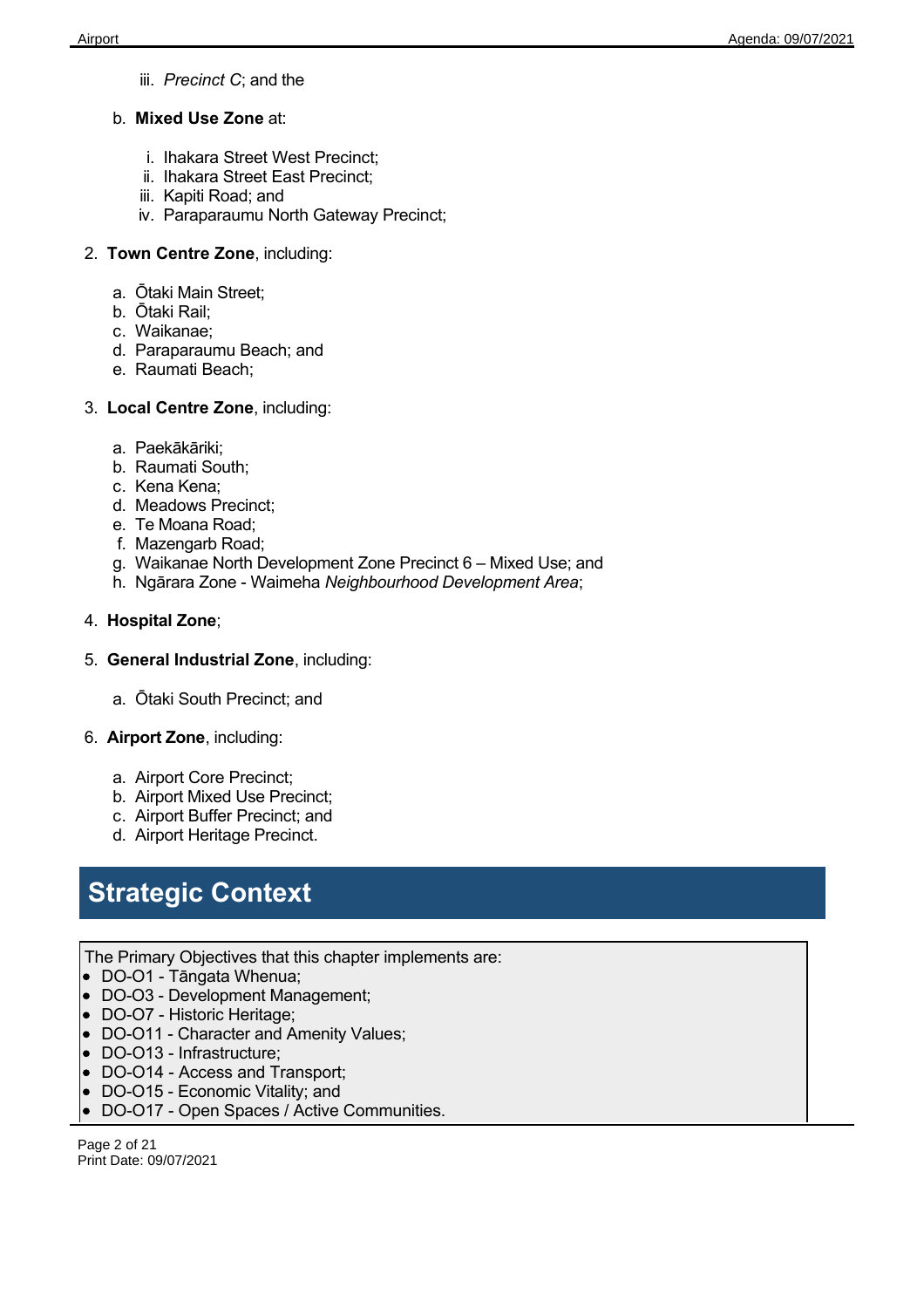iii. *Precinct C*; and the

b. **Mixed Use Zone** at:

   i. Ihakara Street West Precinct;
   ii. Ihakara Street East Precinct;
   iii. Kapiti Road; and
   iv. Paraparaumu North Gateway Precinct;

2. **Town Centre Zone**, including:

   a. Ōtaki Main Street;
   b. Ōtaki Rail;
   c. Waikanae;
   d. Paraparaumu Beach; and
   e. Raumati Beach;

3. **Local Centre Zone**, including:

   a. Paekākāriki;
   b. Raumati South;
   c. Kena Kena;
   d. Meadows Precinct;
   e. Te Moana Road;
   f. Mazengarb Road;
   g. Waikanae North Development Zone Precinct 6 – Mixed Use; and
   h. Ngārara Zone - Waimeha *Neighbourhood Development Area*;

4. **Hospital Zone**;

5. **General Industrial Zone**, including:

   a. Ōtaki South Precinct; and

6. **Airport Zone**, including:

   a. Airport Core Precinct;
   b. Airport Mixed Use Precinct;
   c. Airport Buffer Precinct; and
   d. Airport Heritage Precinct.

## Strategic Context

The Primary Objectives that this chapter implements are:

- DO-O1 - Tāngata Whenua;
- DO-O3 - Development Management;
- DO-O7 - Historic Heritage;
- DO-O11 - Character and Amenity Values;
- DO-O13 - Infrastructure;
- DO-O14 - Access and Transport;
- DO-O15 - Economic Vitality; and
- DO-O17 - Open Spaces / Active Communities.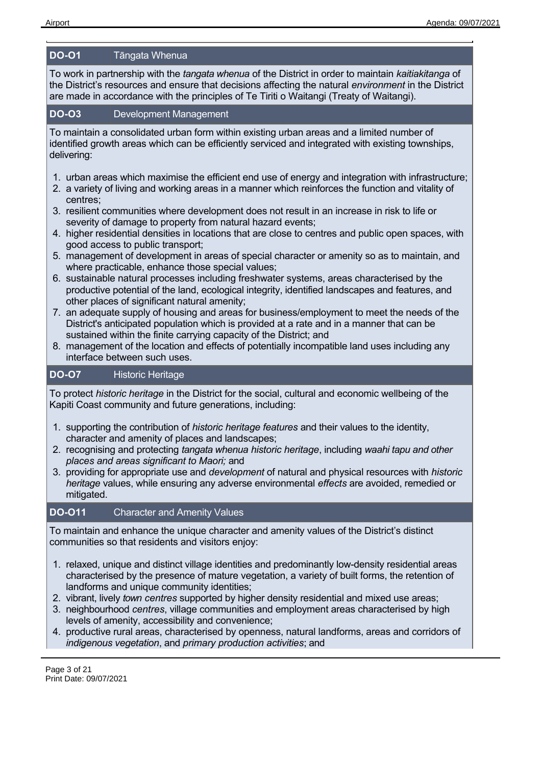### DO-O1 Tāngata Whenua

To work in partnership with the *tangata whenua* of the District in order to maintain *kaitiakitanga* of the District's resources and ensure that decisions affecting the natural *environment* in the District are made in accordance with the principles of Te Tiriti o Waitangi (Treaty of Waitangi).

### DO-O3 Development Management

To maintain a consolidated urban form within existing urban areas and a limited number of identified growth areas which can be efficiently serviced and integrated with existing townships, delivering:

1. urban areas which maximise the efficient end use of energy and integration with infrastructure;
2. a variety of living and working areas in a manner which reinforces the function and vitality of centres;
3. resilient communities where development does not result in an increase in risk to life or severity of damage to property from natural hazard events;
4. higher residential densities in locations that are close to centres and public open spaces, with good access to public transport;
5. management of development in areas of special character or amenity so as to maintain, and where practicable, enhance those special values;
6. sustainable natural processes including freshwater systems, areas characterised by the productive potential of the land, ecological integrity, identified landscapes and features, and other places of significant natural amenity;
7. an adequate supply of housing and areas for business/employment to meet the needs of the District's anticipated population which is provided at a rate and in a manner that can be sustained within the finite carrying capacity of the District; and
8. management of the location and effects of potentially incompatible land uses including any interface between such uses.

### DO-O7 Historic Heritage

To protect *historic heritage* in the District for the social, cultural and economic wellbeing of the Kapiti Coast community and future generations, including:

1. supporting the contribution of *historic heritage features* and their values to the identity, character and amenity of places and landscapes;
2. recognising and protecting *tangata whenua historic heritage*, including *waahi tapu and other places and areas significant to Maori;* and
3. providing for appropriate use and *development* of natural and physical resources with *historic heritage* values, while ensuring any adverse environmental *effects* are avoided, remedied or mitigated.

### DO-O11 Character and Amenity Values

To maintain and enhance the unique character and amenity values of the District's distinct communities so that residents and visitors enjoy:

1. relaxed, unique and distinct village identities and predominantly low-density residential areas characterised by the presence of mature vegetation, a variety of built forms, the retention of landforms and unique community identities;
2. vibrant, lively *town centres* supported by higher density residential and mixed use areas;
3. neighbourhood *centres*, village communities and employment areas characterised by high levels of amenity, accessibility and convenience;
4. productive rural areas, characterised by openness, natural landforms, areas and corridors of *indigenous vegetation*, and *primary production activities*; and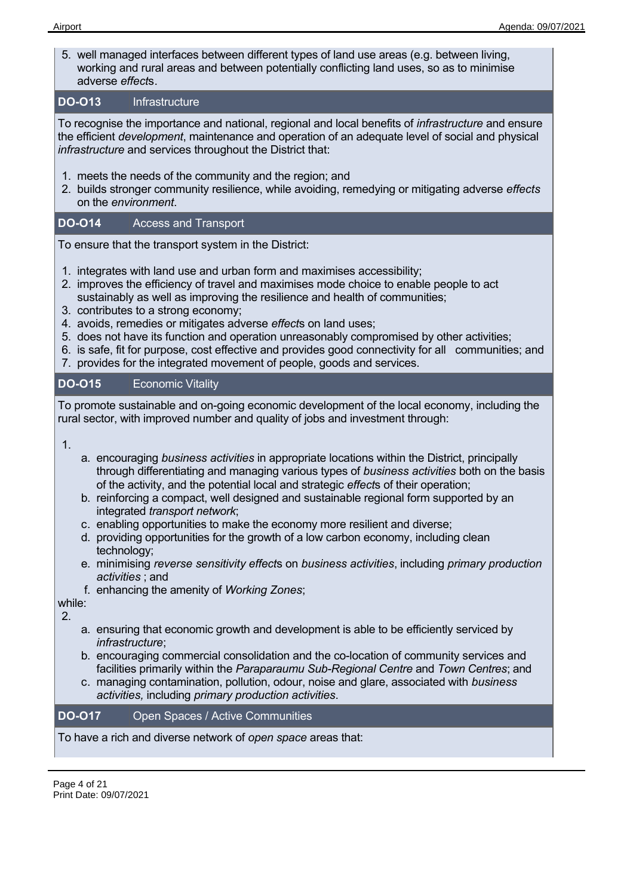5. well managed interfaces between different types of land use areas (e.g. between living, working and rural areas and between potentially conflicting land uses, so as to minimise adverse *effect*s.

| **DO-O13** | Infrastructure |
|---|---|

To recognise the importance and national, regional and local benefits of *infrastructure* and ensure the efficient *development*, maintenance and operation of an adequate level of social and physical *infrastructure* and services throughout the District that:

1. meets the needs of the community and the region; and
2. builds stronger community resilience, while avoiding, remedying or mitigating adverse *effects* on the *environment*.

| **DO-O14** | Access and Transport |
|---|---|

To ensure that the transport system in the District:

1. integrates with land use and urban form and maximises accessibility;
2. improves the efficiency of travel and maximises mode choice to enable people to act sustainably as well as improving the resilience and health of communities;
3. contributes to a strong economy;
4. avoids, remedies or mitigates adverse *effect*s on land uses;
5. does not have its function and operation unreasonably compromised by other activities;
6. is safe, fit for purpose, cost effective and provides good connectivity for all communities; and
7. provides for the integrated movement of people, goods and services.

| **DO-O15** | Economic Vitality |
|---|---|

To promote sustainable and on-going economic development of the local economy, including the rural sector, with improved number and quality of jobs and investment through:

1. 
    a. encouraging *business activities* in appropriate locations within the District, principally through differentiating and managing various types of *business activities* both on the basis of the activity, and the potential local and strategic *effect*s of their operation;
    b. reinforcing a compact, well designed and sustainable regional form supported by an integrated *transport network*;
    c. enabling opportunities to make the economy more resilient and diverse;
    d. providing opportunities for the growth of a low carbon economy, including clean technology;
    e. minimising *reverse sensitivity effect*s on *business activities*, including *primary production activities* ; and
    f. enhancing the amenity of *Working Zones*;

while:

2. 
    a. ensuring that economic growth and development is able to be efficiently serviced by *infrastructure*;
    b. encouraging commercial consolidation and the co-location of community services and facilities primarily within the *Paraparaumu Sub-Regional Centre* and *Town Centres*; and
    c. managing contamination, pollution, odour, noise and glare, associated with *business activities,* including *primary production activities*.

| **DO-O17** | Open Spaces / Active Communities |
|---|---|

To have a rich and diverse network of *open space* areas that: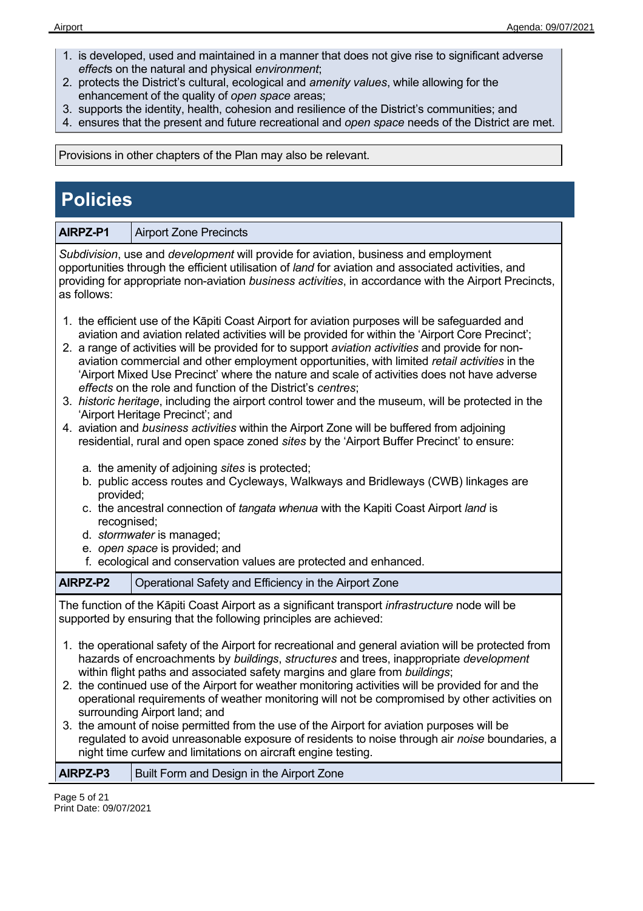1. is developed, used and maintained in a manner that does not give rise to significant adverse *effect*s on the natural and physical *environment*;
2. protects the District's cultural, ecological and *amenity values*, while allowing for the enhancement of the quality of *open space* areas;
3. supports the identity, health, cohesion and resilience of the District's communities; and
4. ensures that the present and future recreational and *open space* needs of the District are met.

Provisions in other chapters of the Plan may also be relevant.

# Policies

| **AIRPZ-P1** | Airport Zone Precincts |
|---|---|

*Subdivision*, use and *development* will provide for aviation, business and employment opportunities through the efficient utilisation of *land* for aviation and associated activities, and providing for appropriate non-aviation *business activities*, in accordance with the Airport Precincts, as follows:

1. the efficient use of the Kāpiti Coast Airport for aviation purposes will be safeguarded and aviation and aviation related activities will be provided for within the 'Airport Core Precinct';
2. a range of activities will be provided for to support *aviation activities* and provide for non-aviation commercial and other employment opportunities, with limited *retail activities* in the 'Airport Mixed Use Precinct' where the nature and scale of activities does not have adverse *effects* on the role and function of the District's *centres*;
3. *historic heritage*, including the airport control tower and the museum, will be protected in the 'Airport Heritage Precinct'; and
4. aviation and *business activities* within the Airport Zone will be buffered from adjoining residential, rural and open space zoned *sites* by the 'Airport Buffer Precinct' to ensure:
   a. the amenity of adjoining *sites* is protected;
   b. public access routes and Cycleways, Walkways and Bridleways (CWB) linkages are provided;
   c. the ancestral connection of *tangata whenua* with the Kapiti Coast Airport *land* is recognised;
   d. *stormwater* is managed;
   e. *open space* is provided; and
   f. ecological and conservation values are protected and enhanced.

| **AIRPZ-P2** | Operational Safety and Efficiency in the Airport Zone |
|---|---|

The function of the Kāpiti Coast Airport as a significant transport *infrastructure* node will be supported by ensuring that the following principles are achieved:

1. the operational safety of the Airport for recreational and general aviation will be protected from hazards of encroachments by *buildings*, *structures* and trees, inappropriate *development* within flight paths and associated safety margins and glare from *buildings*;
2. the continued use of the Airport for weather monitoring activities will be provided for and the operational requirements of weather monitoring will not be compromised by other activities on surrounding Airport land; and
3. the amount of noise permitted from the use of the Airport for aviation purposes will be regulated to avoid unreasonable exposure of residents to noise through air *noise* boundaries, a night time curfew and limitations on aircraft engine testing.

| **AIRPZ-P3** | Built Form and Design in the Airport Zone |
|---|---|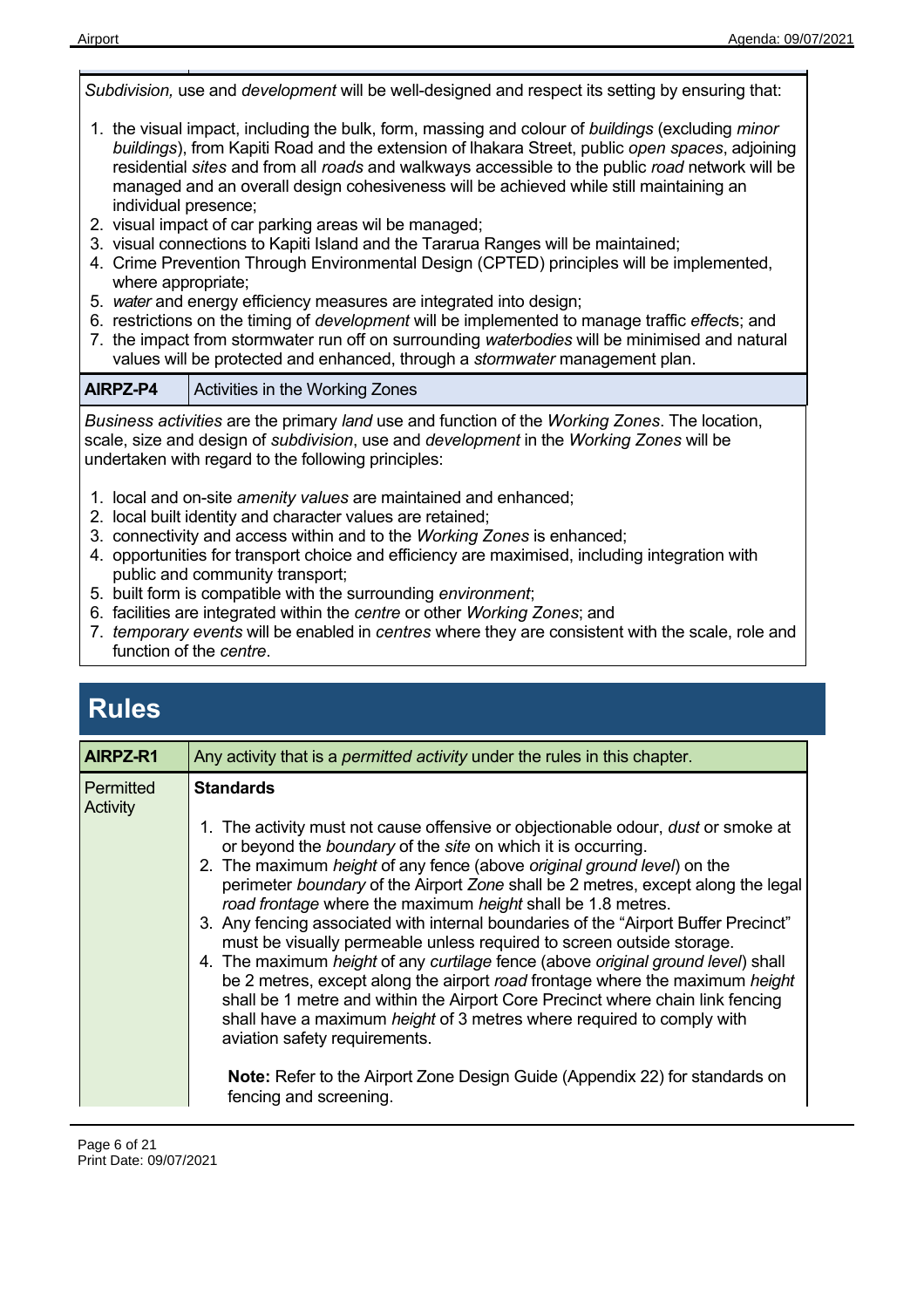*Subdivision,* use and *development* will be well-designed and respect its setting by ensuring that:

1. the visual impact, including the bulk, form, massing and colour of *buildings* (excluding *minor buildings*), from Kapiti Road and the extension of Ihakara Street, public *open spaces*, adjoining residential *sites* and from all *roads* and walkways accessible to the public *road* network will be managed and an overall design cohesiveness will be achieved while still maintaining an individual presence;
2. visual impact of car parking areas wil be managed;
3. visual connections to Kapiti Island and the Tararua Ranges will be maintained;
4. Crime Prevention Through Environmental Design (CPTED) principles will be implemented, where appropriate;
5. *water* and energy efficiency measures are integrated into design;
6. restrictions on the timing of *development* will be implemented to manage traffic *effect*s; and
7. the impact from stormwater run off on surrounding *waterbodies* will be minimised and natural values will be protected and enhanced, through a *stormwater* management plan.

| **AIRPZ-P4** | Activities in the Working Zones |
|---|---|

*Business activities* are the primary *land* use and function of the *Working Zones*. The location, scale, size and design of *subdivision*, use and *development* in the *Working Zones* will be undertaken with regard to the following principles:

1. local and on-site *amenity values* are maintained and enhanced;
2. local built identity and character values are retained;
3. connectivity and access within and to the *Working Zones* is enhanced;
4. opportunities for transport choice and efficiency are maximised, including integration with public and community transport;
5. built form is compatible with the surrounding *environment*;
6. facilities are integrated within the *centre* or other *Working Zones*; and
7. *temporary events* will be enabled in *centres* where they are consistent with the scale, role and function of the *centre*.

# Rules

| **AIRPZ-R1** | Any activity that is a *permitted activity* under the rules in this chapter. |
|---|---|
| Permitted Activity | **Standards**<br><br>1. The activity must not cause offensive or objectionable odour, *dust* or smoke at or beyond the *boundary* of the *site* on which it is occurring.<br>2. The maximum *height* of any fence (above *original ground level*) on the perimeter *boundary* of the Airport *Zone* shall be 2 metres, except along the legal *road frontage* where the maximum *height* shall be 1.8 metres.<br>3. Any fencing associated with internal boundaries of the "Airport Buffer Precinct" must be visually permeable unless required to screen outside storage.<br>4. The maximum *height* of any *curtilage* fence (above *original ground level*) shall be 2 metres, except along the airport *road* frontage where the maximum *height* shall be 1 metre and within the Airport Core Precinct where chain link fencing shall have a maximum *height* of 3 metres where required to comply with aviation safety requirements.<br><br>**Note:** Refer to the Airport Zone Design Guide (Appendix 22) for standards on fencing and screening. |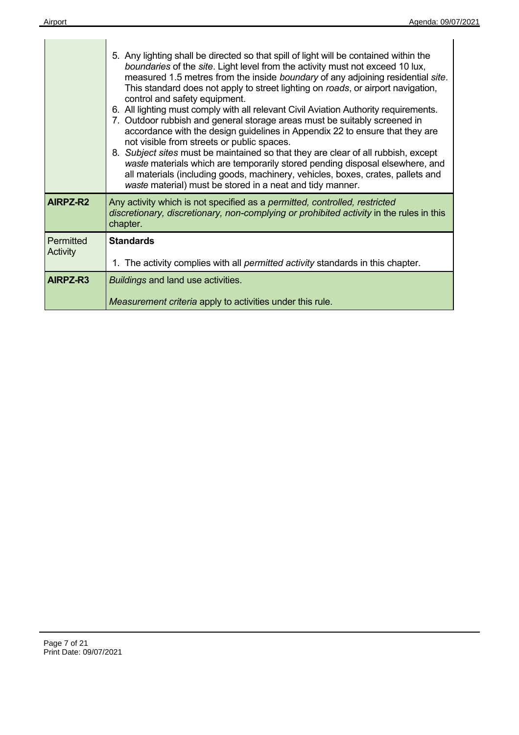| | |
|---|---|
| | 5. Any lighting shall be directed so that spill of light will be contained within the *boundaries* of the *site*. Light level from the activity must not exceed 10 lux, measured 1.5 metres from the inside *boundary* of any adjoining residential *site*. This standard does not apply to street lighting on *roads*, or airport navigation, control and safety equipment.<br>6. All lighting must comply with all relevant Civil Aviation Authority requirements.<br>7. Outdoor rubbish and general storage areas must be suitably screened in accordance with the design guidelines in Appendix 22 to ensure that they are not visible from streets or public spaces.<br>8. *Subject sites* must be maintained so that they are clear of all rubbish, except *waste* materials which are temporarily stored pending disposal elsewhere, and all materials (including goods, machinery, vehicles, boxes, crates, pallets and *waste* material) must be stored in a neat and tidy manner. |
| **AIRPZ-R2** | Any activity which is not specified as a *permitted, controlled, restricted discretionary, discretionary, non-complying or prohibited activity* in the rules in this chapter. |
| Permitted Activity | **Standards**<br><br>1. The activity complies with all *permitted activity* standards in this chapter. |
| **AIRPZ-R3** | *Buildings* and land use activities.<br><br>*Measurement criteria* apply to activities under this rule. |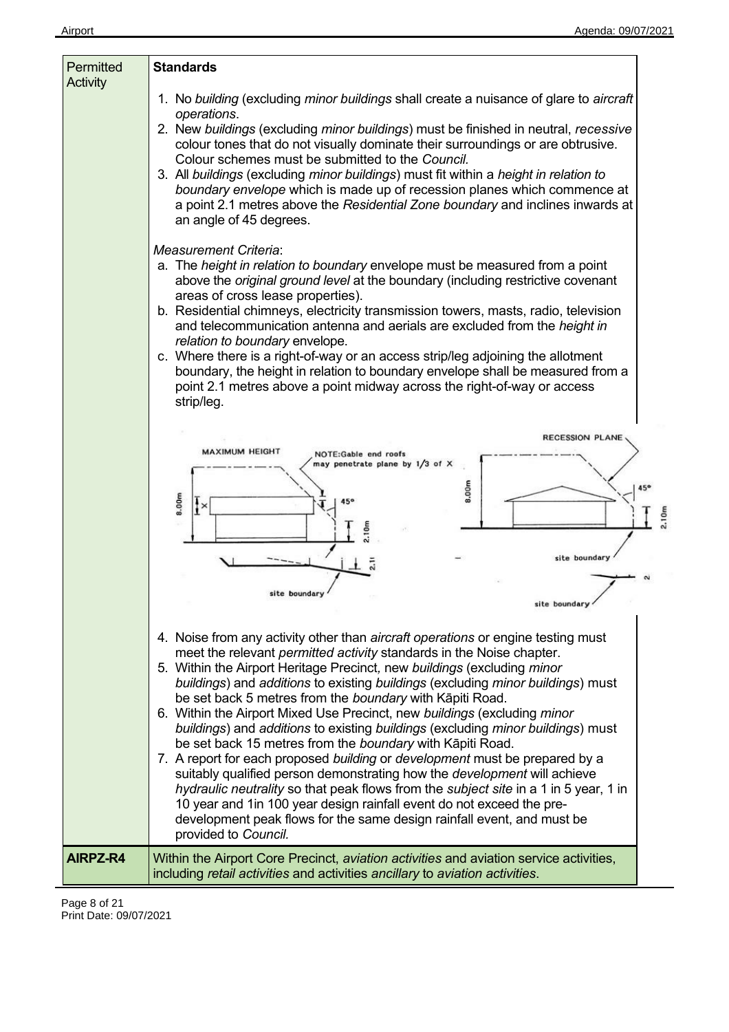| Permitted Activity | **Standards**<br><br>1. No *building* (excluding *minor buildings* shall create a nuisance of glare to *aircraft operations*.<br>2. New *buildings* (excluding *minor buildings*) must be finished in neutral, *recessive* colour tones that do not visually dominate their surroundings or are obtrusive. Colour schemes must be submitted to the *Council.*<br>3. All *buildings* (excluding *minor buildings*) must fit within a *height in relation to boundary envelope* which is made up of recession planes which commence at a point 2.1 metres above the *Residential Zone boundary* and inclines inwards at an angle of 45 degrees.<br><br>*Measurement Criteria*:<br>a. The *height in relation to boundary* envelope must be measured from a point above the *original ground level* at the boundary (including restrictive covenant areas of cross lease properties).<br>b. Residential chimneys, electricity transmission towers, masts, radio, television and telecommunication antenna and aerials are excluded from the *height in relation to boundary* envelope.<br>c. Where there is a right-of-way or an access strip/leg adjoining the allotment boundary, the height in relation to boundary envelope shall be measured from a point 2.1 metres above a point midway across the right-of-way or access strip/leg.<br><br>4. Noise from any activity other than *aircraft operations* or engine testing must meet the relevant *permitted activity* standards in the Noise chapter.<br>5. Within the Airport Heritage Precinct*,* new *buildings* (excluding *minor buildings*) and *additions* to existing *buildings* (excluding *minor buildings*) must be set back 5 metres from the *boundary* with Kāpiti Road.<br>6. Within the Airport Mixed Use Precinct, new *buildings* (excluding *minor buildings*) and *additions* to existing *buildings* (excluding *minor buildings*) must be set back 15 metres from the *boundary* with Kāpiti Road.<br>7. A report for each proposed *building* or *development* must be prepared by a suitably qualified person demonstrating how the *development* will achieve *hydraulic neutrality* so that peak flows from the *subject site* in a 1 in 5 year, 1 in 10 year and 1in 100 year design rainfall event do not exceed the pre-development peak flows for the same design rainfall event, and must be provided to *Council.* |
|---|---|
| **AIRPZ-R4** | Within the Airport Core Precinct, *aviation activities* and aviation service activities, including *retail activities* and activities *ancillary* to *aviation activities*. |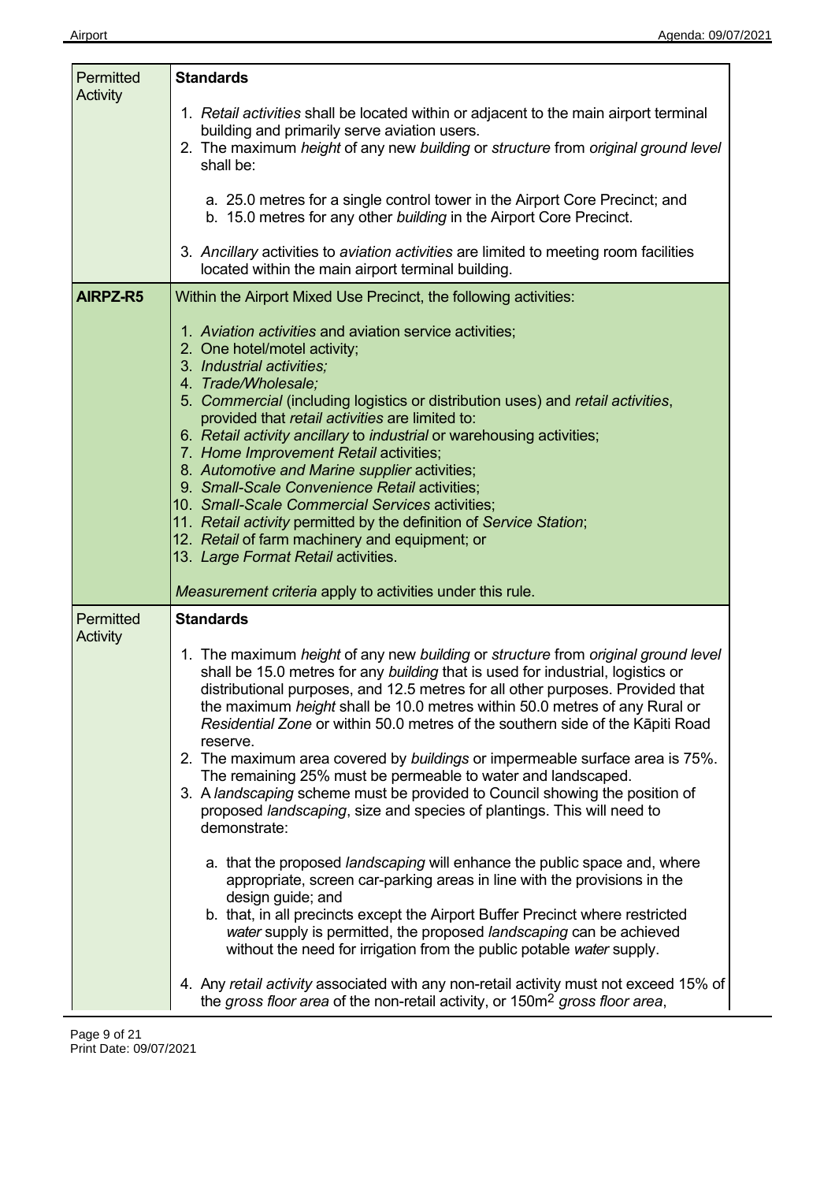| | |
|---|---|
| Permitted Activity | **Standards**<br><br>1. *Retail activities* shall be located within or adjacent to the main airport terminal building and primarily serve aviation users.<br>2. The maximum *height* of any new *building* or *structure* from *original ground level* shall be:<br><br>a. 25.0 metres for a single control tower in the Airport Core Precinct; and<br>b. 15.0 metres for any other *building* in the Airport Core Precinct.<br><br>3. *Ancillary* activities to *aviation activities* are limited to meeting room facilities located within the main airport terminal building. |
| **AIRPZ-R5** | Within the Airport Mixed Use Precinct, the following activities:<br><br>1. *Aviation activities* and aviation service activities;<br>2. One hotel/motel activity;<br>3. *Industrial activities;*<br>4. *Trade/Wholesale;*<br>5. *Commercial* (including logistics or distribution uses) and *retail activities*, provided that *retail activities* are limited to:<br>6. *Retail activity ancillary* to *industrial* or warehousing activities;<br>7. *Home Improvement Retail* activities;<br>8. *Automotive and Marine supplier* activities;<br>9. *Small-Scale Convenience Retail* activities;<br>10. *Small-Scale Commercial Services* activities;<br>11. *Retail activity* permitted by the definition of *Service Station*;<br>12. *Retail* of farm machinery and equipment; or<br>13. *Large Format Retail* activities.<br><br>*Measurement criteria* apply to activities under this rule. |
| Permitted Activity | **Standards**<br><br>1. The maximum *height* of any new *building* or *structure* from *original ground level* shall be 15.0 metres for any *building* that is used for industrial, logistics or distributional purposes, and 12.5 metres for all other purposes. Provided that the maximum *height* shall be 10.0 metres within 50.0 metres of any Rural or *Residential Zone* or within 50.0 metres of the southern side of the Kāpiti Road reserve.<br>2. The maximum area covered by *buildings* or impermeable surface area is 75%. The remaining 25% must be permeable to water and landscaped.<br>3. A *landscaping* scheme must be provided to Council showing the position of proposed *landscaping*, size and species of plantings. This will need to demonstrate:<br><br>a. that the proposed *landscaping* will enhance the public space and, where appropriate, screen car-parking areas in line with the provisions in the design guide; and<br>b. that, in all precincts except the Airport Buffer Precinct where restricted *water* supply is permitted, the proposed *landscaping* can be achieved without the need for irrigation from the public potable *water* supply.<br><br>4. Any *retail activity* associated with any non-retail activity must not exceed 15% of the *gross floor area* of the non-retail activity, or $150m^2$ *gross floor area*, |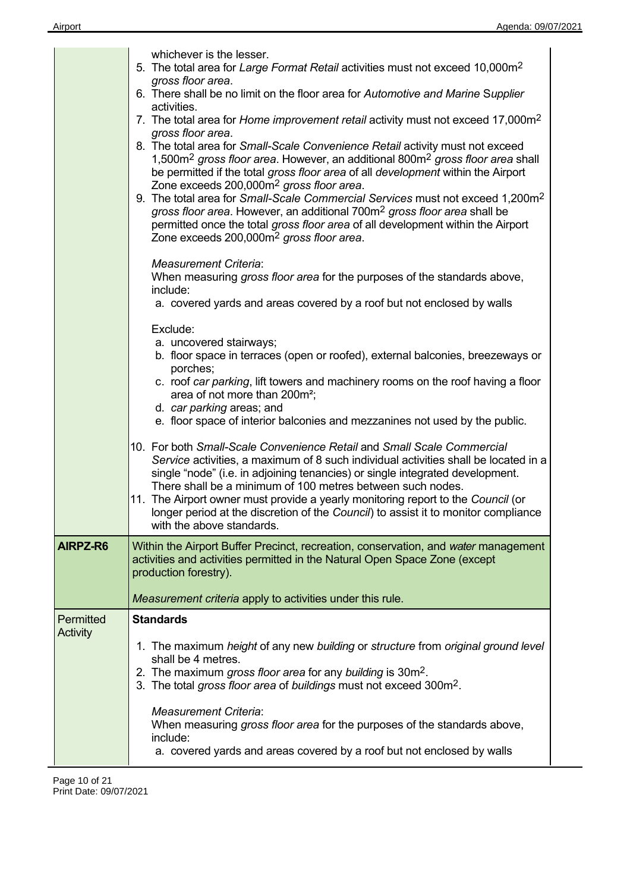| | |
|---|---|
| | whichever is the lesser.<br>5. The total area for *Large Format Retail* activities must not exceed 10,000m$^2$ *gross floor area*.<br>6. There shall be no limit on the floor area for *Automotive and Marine Supplier* activities.<br>7. The total area for *Home improvement retail* activity must not exceed 17,000m$^2$ *gross floor area*.<br>8. The total area for *Small-Scale Convenience Retail* activity must not exceed 1,500m$^2$ *gross floor area*. However, an additional 800m$^2$ *gross floor area* shall be permitted if the total *gross floor area* of all *development* within the Airport Zone exceeds 200,000m$^2$ *gross floor area*.<br>9. The total area for *Small-Scale Commercial Services* must not exceed 1,200m$^2$ *gross floor area*. However, an additional 700m$^2$ *gross floor area* shall be permitted once the total *gross floor area* of all development within the Airport Zone exceeds 200,000m$^2$ *gross floor area*.<br><br>*Measurement Criteria*:<br>When measuring *gross floor area* for the purposes of the standards above, include:<br>a. covered yards and areas covered by a roof but not enclosed by walls<br><br>Exclude:<br>a. uncovered stairways;<br>b. floor space in terraces (open or roofed), external balconies, breezeways or porches;<br>c. roof *car parking*, lift towers and machinery rooms on the roof having a floor area of not more than 200m$^2$;<br>d. *car parking* areas; and<br>e. floor space of interior balconies and mezzanines not used by the public.<br><br>10. For both *Small-Scale Convenience Retail* and *Small Scale Commercial Service* activities, a maximum of 8 such individual activities shall be located in a single "node" (i.e. in adjoining tenancies) or single integrated development. There shall be a minimum of 100 metres between such nodes.<br>11. The Airport owner must provide a yearly monitoring report to the *Council* (or longer period at the discretion of the *Council*) to assist it to monitor compliance with the above standards. |
| **AIRPZ-R6** | Within the Airport Buffer Precinct, recreation, conservation, and *water* management activities and activities permitted in the Natural Open Space Zone (except production forestry).<br><br>*Measurement criteria* apply to activities under this rule. |
| Permitted Activity | **Standards**<br><br>1. The maximum *height* of any new *building* or *structure* from *original ground level* shall be 4 metres.<br>2. The maximum *gross floor area* for any *building* is 30m$^2$.<br>3. The total *gross floor area* of *buildings* must not exceed 300m$^2$.<br><br>*Measurement Criteria*:<br>When measuring *gross floor area* for the purposes of the standards above, include:<br>a. covered yards and areas covered by a roof but not enclosed by walls |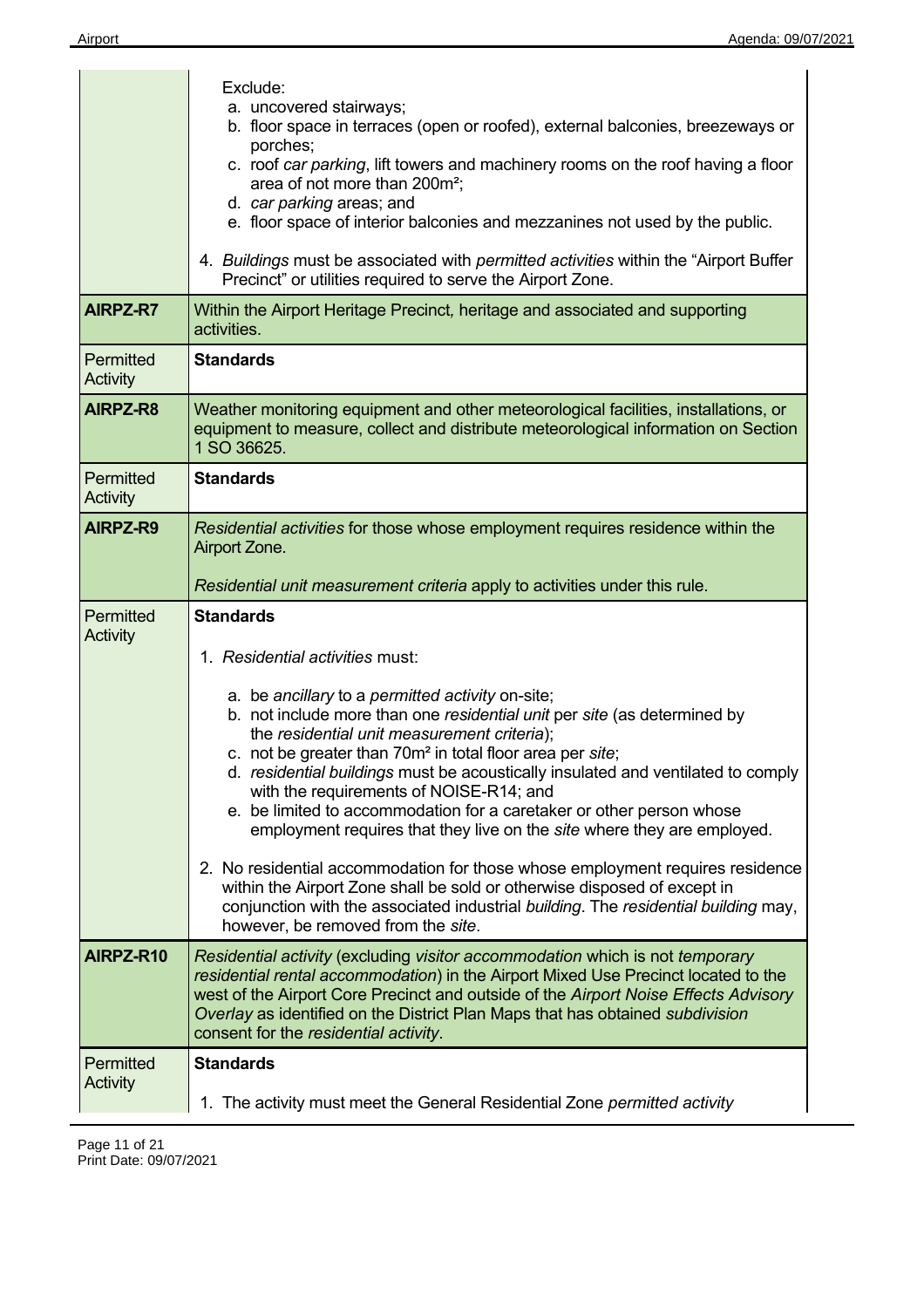| | |
|---|---|
| | Exclude:<br>a. uncovered stairways;<br>b. floor space in terraces (open or roofed), external balconies, breezeways or porches;<br>c. roof *car parking*, lift towers and machinery rooms on the roof having a floor area of not more than 200m²;<br>d. *car parking* areas; and<br>e. floor space of interior balconies and mezzanines not used by the public.<br><br>4. *Buildings* must be associated with *permitted activities* within the "Airport Buffer Precinct" or utilities required to serve the Airport Zone. |
| **AIRPZ-R7** | Within the Airport Heritage Precinct, heritage and associated and supporting activities. |
| Permitted Activity | **Standards** |
| **AIRPZ-R8** | Weather monitoring equipment and other meteorological facilities, installations, or equipment to measure, collect and distribute meteorological information on Section 1 SO 36625. |
| Permitted Activity | **Standards** |
| **AIRPZ-R9** | *Residential activities* for those whose employment requires residence within the Airport Zone.<br><br>*Residential unit measurement criteria* apply to activities under this rule. |
| Permitted Activity | **Standards**<br><br>1. *Residential activities* must:<br><br>a. be *ancillary* to a *permitted activity* on-site;<br>b. not include more than one *residential unit* per *site* (as determined by the *residential unit measurement criteria*);<br>c. not be greater than 70m² in total floor area per *site*;<br>d. *residential buildings* must be acoustically insulated and ventilated to comply with the requirements of NOISE-R14; and<br>e. be limited to accommodation for a caretaker or other person whose employment requires that they live on the *site* where they are employed.<br><br>2. No residential accommodation for those whose employment requires residence within the Airport Zone shall be sold or otherwise disposed of except in conjunction with the associated industrial *building*. The *residential building* may, however, be removed from the *site*. |
| **AIRPZ-R10** | *Residential activity* (excluding *visitor accommodation* which is not *temporary residential rental accommodation*) in the Airport Mixed Use Precinct located to the west of the Airport Core Precinct and outside of the *Airport Noise Effects Advisory Overlay* as identified on the District Plan Maps that has obtained *subdivision* consent for the *residential activity*. |
| Permitted Activity | **Standards**<br><br>1. The activity must meet the General Residential Zone *permitted activity* |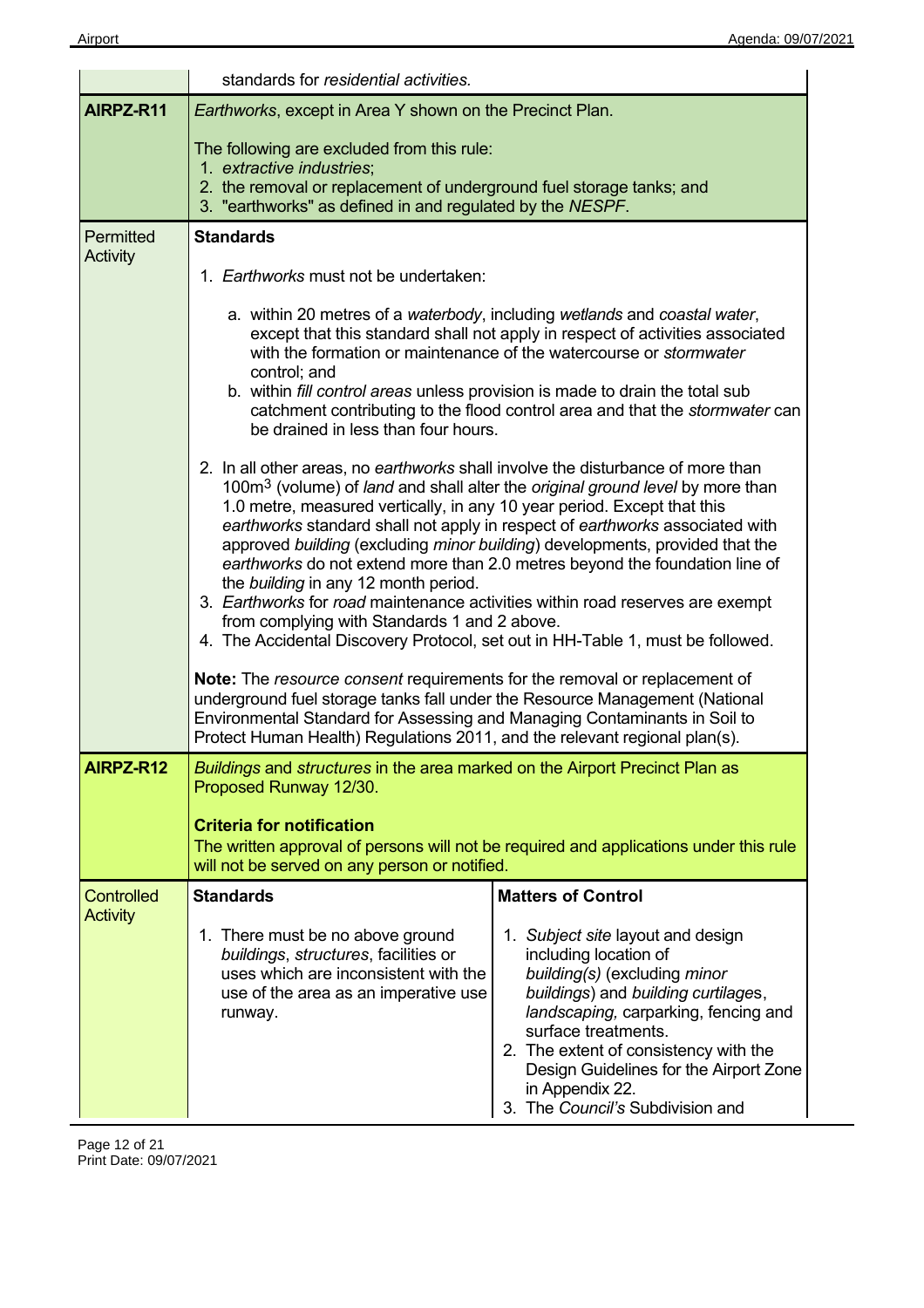| | |
|---|---|
| | standards for *residential activities.* |
| **AIRPZ-R11** | *Earthworks*, except in Area Y shown on the Precinct Plan.<br><br>The following are excluded from this rule:<br>1. *extractive industries*;<br>2. the removal or replacement of underground fuel storage tanks; and<br>3. "earthworks" as defined in and regulated by the *NESPF*. |
| Permitted Activity | **Standards**<br><br>1. *Earthworks* must not be undertaken:<br><br>a. within 20 metres of a *waterbody*, including *wetlands* and *coastal water*, except that this standard shall not apply in respect of activities associated with the formation or maintenance of the watercourse or *stormwater* control; and<br>b. within *fill control areas* unless provision is made to drain the total sub catchment contributing to the flood control area and that the *stormwater* can be drained in less than four hours.<br><br>2. In all other areas, no *earthworks* shall involve the disturbance of more than 100m$^3$ (volume) of *land* and shall alter the *original ground level* by more than 1.0 metre, measured vertically, in any 10 year period. Except that this *earthworks* standard shall not apply in respect of *earthworks* associated with approved *building* (excluding *minor building*) developments, provided that the *earthworks* do not extend more than 2.0 metres beyond the foundation line of the *building* in any 12 month period.<br>3. *Earthworks* for *road* maintenance activities within road reserves are exempt from complying with Standards 1 and 2 above.<br>4. The Accidental Discovery Protocol, set out in HH-Table 1, must be followed.<br><br>**Note:** The *resource consent* requirements for the removal or replacement of underground fuel storage tanks fall under the Resource Management (National Environmental Standard for Assessing and Managing Contaminants in Soil to Protect Human Health) Regulations 2011, and the relevant regional plan(s). |

| | | |
|---|---|---|
| **AIRPZ-R12** | *Buildings* and *structures* in the area marked on the Airport Precinct Plan as Proposed Runway 12/30.<br><br>**Criteria for notification**<br>The written approval of persons will not be required and applications under this rule will not be served on any person or notified. | |
| Controlled Activity | **Standards**<br><br>1. There must be no above ground *buildings*, *structures*, facilities or uses which are inconsistent with the use of the area as an imperative use runway. | **Matters of Control**<br><br>1. *Subject site* layout and design including location of *building(s)* (excluding *minor buildings*) and *building curtilages*, *landscaping,* carparking, fencing and surface treatments.<br>2. The extent of consistency with the Design Guidelines for the Airport Zone in Appendix 22.<br>3. The *Council's* Subdivision and |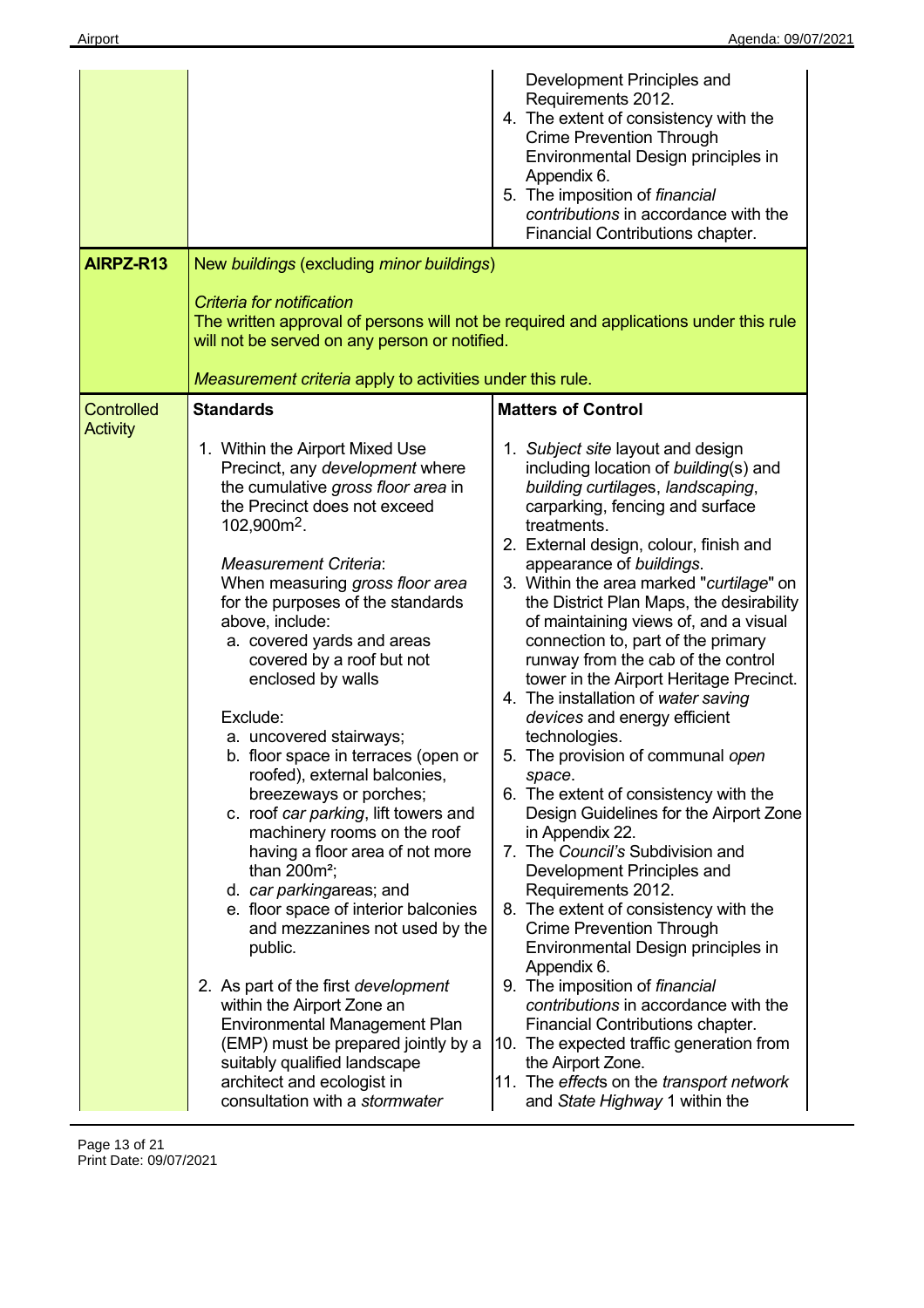| | | |
|---|---|---|
| | | Development Principles and Requirements 2012.<br>4. The extent of consistency with the Crime Prevention Through Environmental Design principles in Appendix 6.<br>5. The imposition of *financial contributions* in accordance with the Financial Contributions chapter. |
| **AIRPZ-R13** | New *buildings* (excluding *minor buildings*)<br><br>*Criteria for notification*<br>The written approval of persons will not be required and applications under this rule will not be served on any person or notified.<br><br>*Measurement criteria* apply to activities under this rule. | |
| Controlled Activity | **Standards**<br><br>1. Within the Airport Mixed Use Precinct, any *development* where the cumulative *gross floor area* in the Precinct does not exceed 102,900m$^2$.<br><br>*Measurement Criteria*:<br>When measuring *gross floor area* for the purposes of the standards above, include:<br>a. covered yards and areas covered by a roof but not enclosed by walls<br><br>Exclude:<br>a. uncovered stairways;<br>b. floor space in terraces (open or roofed), external balconies, breezeways or porches;<br>c. roof *car parking*, lift towers and machinery rooms on the roof having a floor area of not more than 200m$^2$;<br>d. *car parking*areas; and<br>e. floor space of interior balconies and mezzanines not used by the public.<br><br>2. As part of the first *development* within the Airport Zone an Environmental Management Plan (EMP) must be prepared jointly by a suitably qualified landscape architect and ecologist in consultation with a *stormwater* | **Matters of Control**<br><br>1. *Subject site* layout and design including location of *building*(s) and *building curtilage*s, *landscaping*, carparking, fencing and surface treatments.<br>2. External design, colour, finish and appearance of *buildings*.<br>3. Within the area marked "*curtilage*" on the District Plan Maps, the desirability of maintaining views of, and a visual connection to, part of the primary runway from the cab of the control tower in the Airport Heritage Precinct.<br>4. The installation of *water saving devices* and energy efficient technologies.<br>5. The provision of communal *open space*.<br>6. The extent of consistency with the Design Guidelines for the Airport Zone in Appendix 22.<br>7. The *Council's* Subdivision and Development Principles and Requirements 2012.<br>8. The extent of consistency with the Crime Prevention Through Environmental Design principles in Appendix 6.<br>9. The imposition of *financial contributions* in accordance with the Financial Contributions chapter.<br>10. The expected traffic generation from the Airport Zone.<br>11. The *effect*s on the *transport network* and *State Highway* 1 within the |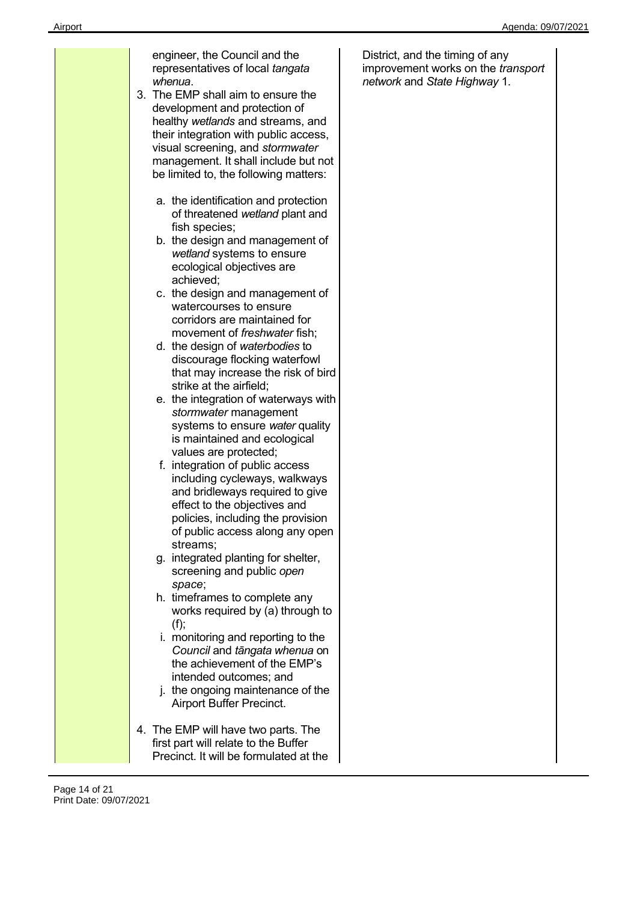| | | |
|---|---|---|
| | engineer, the Council and the representatives of local *tangata whenua*.<br><br>3. The EMP shall aim to ensure the development and protection of healthy *wetlands* and streams, and their integration with public access, visual screening, and *stormwater* management. It shall include but not be limited to, the following matters:<br><br>a. the identification and protection of threatened *wetland* plant and fish species;<br>b. the design and management of *wetland* systems to ensure ecological objectives are achieved;<br>c. the design and management of watercourses to ensure corridors are maintained for movement of *freshwater* fish;<br>d. the design of *waterbodies* to discourage flocking waterfowl that may increase the risk of bird strike at the airfield;<br>e. the integration of waterways with *stormwater* management systems to ensure *water* quality is maintained and ecological values are protected;<br>f. integration of public access including cycleways, walkways and bridleways required to give effect to the objectives and policies, including the provision of public access along any open streams;<br>g. integrated planting for shelter, screening and public *open space*;<br>h. timeframes to complete any works required by (a) through to (f);<br>i. monitoring and reporting to the *Council* and *tāngata whenua* on the achievement of the EMP's intended outcomes; and<br>j. the ongoing maintenance of the Airport Buffer Precinct.<br><br>4. The EMP will have two parts. The first part will relate to the Buffer Precinct. It will be formulated at the | District, and the timing of any improvement works on the *transport network* and *State Highway* 1. |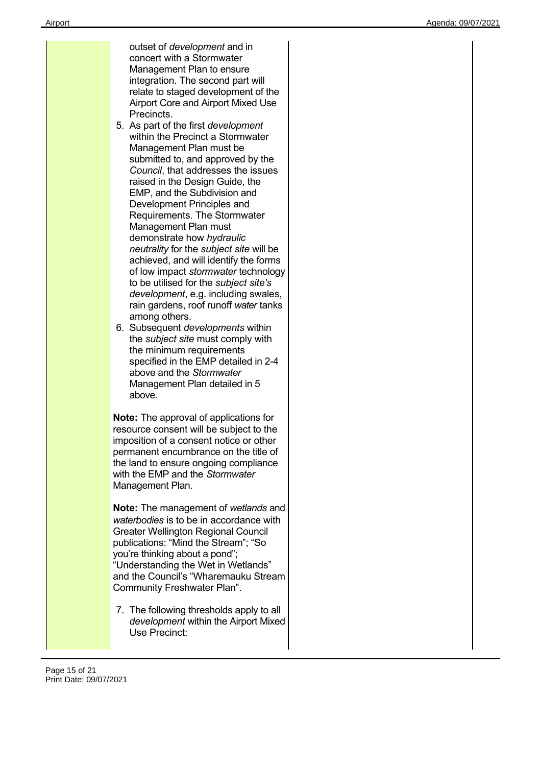outset of *development* and in concert with a Stormwater Management Plan to ensure integration. The second part will relate to staged development of the Airport Core and Airport Mixed Use Precincts.

5. As part of the first *development* within the Precinct a Stormwater Management Plan must be submitted to, and approved by the *Council*, that addresses the issues raised in the Design Guide, the EMP, and the Subdivision and Development Principles and Requirements. The Stormwater Management Plan must demonstrate how *hydraulic neutrality* for the *subject site* will be achieved, and will identify the forms of low impact *stormwater* technology to be utilised for the *subject site's development*, e.g. including swales, rain gardens, roof runoff *water* tanks among others.
6. Subsequent *developments* within the *subject site* must comply with the minimum requirements specified in the EMP detailed in 2-4 above and the *Stormwater* Management Plan detailed in 5 above.

**Note:** The approval of applications for resource consent will be subject to the imposition of a consent notice or other permanent encumbrance on the title of the land to ensure ongoing compliance with the EMP and the *Stormwater* Management Plan.

**Note:** The management of *wetlands* and *waterbodies* is to be in accordance with Greater Wellington Regional Council publications: "Mind the Stream"; "So you're thinking about a pond"; "Understanding the Wet in Wetlands" and the Council's "Wharemauku Stream Community Freshwater Plan".

7. The following thresholds apply to all *development* within the Airport Mixed Use Precinct: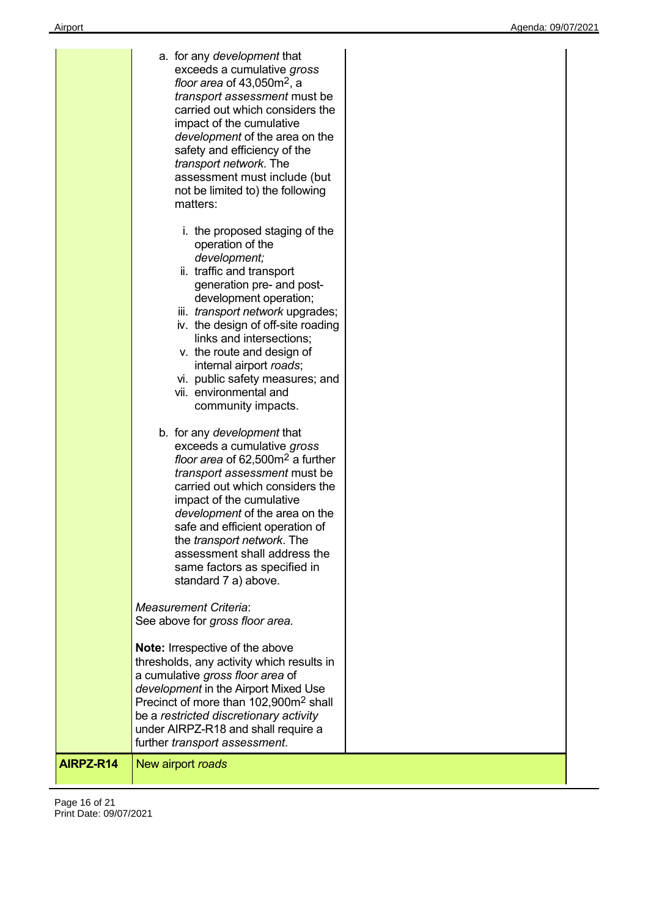| | | |
|---|---|---|
| | a. for any *development* that exceeds a cumulative *gross floor area* of 43,050m[2], a *transport assessment* must be carried out which considers the impact of the cumulative *development* of the area on the safety and efficiency of the *transport network*. The assessment must include (but not be limited to) the following matters:<br><br>i. the proposed staging of the operation of the *development;*<br>ii. traffic and transport generation pre- and post-development operation;<br>iii. *transport network* upgrades;<br>iv. the design of off-site roading links and intersections;<br>v. the route and design of internal airport *roads*;<br>vi. public safety measures; and<br>vii. environmental and community impacts.<br><br>b. for any *development* that exceeds a cumulative *gross floor area* of 62,500m[2] a further *transport assessment* must be carried out which considers the impact of the cumulative *development* of the area on the safe and efficient operation of the *transport network*. The assessment shall address the same factors as specified in standard 7 a) above.<br><br>*Measurement Criteria*:<br>See above for *gross floor area.*<br><br>**Note:** Irrespective of the above thresholds, any activity which results in a cumulative *gross floor area* of *development* in the Airport Mixed Use Precinct of more than 102,900m[2] shall be a *restricted discretionary activity* under AIRPZ-R18 and shall require a further *transport assessment*. | |
| **AIRPZ-R14** | New airport *roads* | |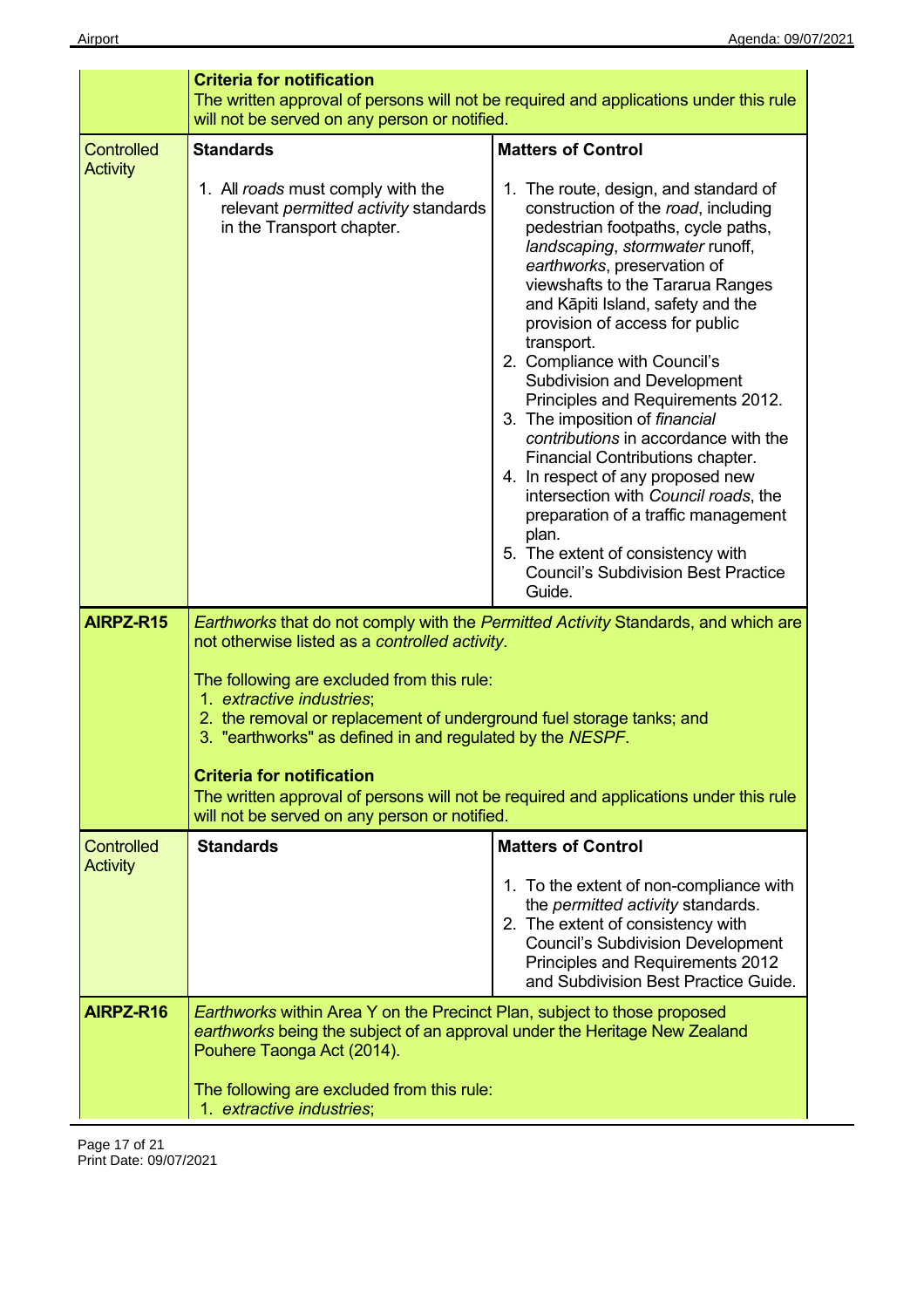| | | |
|---|---|---|
| | **Criteria for notification**<br>The written approval of persons will not be required and applications under this rule will not be served on any person or notified. | |
| Controlled Activity | **Standards**<br><br>1. All *roads* must comply with the relevant *permitted activity* standards in the Transport chapter. | **Matters of Control**<br><br>1. The route, design, and standard of construction of the *road*, including pedestrian footpaths, cycle paths, *landscaping*, *stormwater* runoff, *earthworks*, preservation of viewshafts to the Tararua Ranges and Kāpiti Island, safety and the provision of access for public transport.<br>2. Compliance with Council's Subdivision and Development Principles and Requirements 2012.<br>3. The imposition of *financial contributions* in accordance with the Financial Contributions chapter.<br>4. In respect of any proposed new intersection with *Council roads*, the preparation of a traffic management plan.<br>5. The extent of consistency with Council's Subdivision Best Practice Guide. |
| **AIRPZ-R15** | *Earthworks* that do not comply with the *Permitted Activity* Standards, and which are not otherwise listed as a *controlled activity*.<br><br>The following are excluded from this rule:<br>1. *extractive industries*;<br>2. the removal or replacement of underground fuel storage tanks; and<br>3. "earthworks" as defined in and regulated by the *NESPF*.<br><br>**Criteria for notification**<br>The written approval of persons will not be required and applications under this rule will not be served on any person or notified. | |
| Controlled Activity | **Standards** | **Matters of Control**<br><br>1. To the extent of non-compliance with the *permitted activity* standards.<br>2. The extent of consistency with Council's Subdivision Development Principles and Requirements 2012 and Subdivision Best Practice Guide. |
| **AIRPZ-R16** | *Earthworks* within Area Y on the Precinct Plan, subject to those proposed *earthworks* being the subject of an approval under the Heritage New Zealand Pouhere Taonga Act (2014).<br><br>The following are excluded from this rule:<br>1. *extractive industries*; | |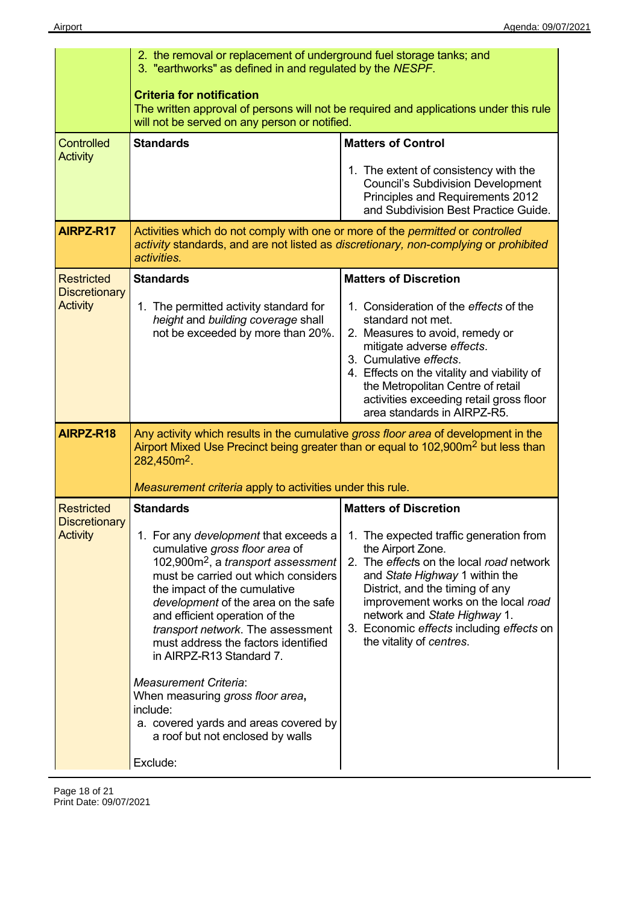| | | |
|---|---|---|
| | 2. the removal or replacement of underground fuel storage tanks; and<br>3. "earthworks" as defined in and regulated by the *NESPF*.<br><br>**Criteria for notification**<br>The written approval of persons will not be required and applications under this rule will not be served on any person or notified. | |
| Controlled Activity | **Standards** | **Matters of Control**<br><br>1. The extent of consistency with the Council's Subdivision Development Principles and Requirements 2012 and Subdivision Best Practice Guide. |
| **AIRPZ-R17** | Activities which do not comply with one or more of the *permitted* or *controlled activity* standards, and are not listed as *discretionary, non-complying* or *prohibited activities.* | |
| Restricted Discretionary Activity | **Standards**<br><br>1. The permitted activity standard for *height* and *building coverage* shall not be exceeded by more than 20%. | **Matters of Discretion**<br><br>1. Consideration of the *effects* of the standard not met.<br>2. Measures to avoid, remedy or mitigate adverse *effects*.<br>3. Cumulative *effects*.<br>4. Effects on the vitality and viability of the Metropolitan Centre of retail activities exceeding retail gross floor area standards in AIRPZ-R5. |
| **AIRPZ-R18** | Any activity which results in the cumulative *gross floor area* of development in the Airport Mixed Use Precinct being greater than or equal to 102,900m$^2$ but less than 282,450m$^2$.<br><br>*Measurement criteria* apply to activities under this rule. | |
| Restricted Discretionary Activity | **Standards**<br><br>1. For any *development* that exceeds a cumulative *gross floor area* of 102,900m$^2$, a *transport assessment* must be carried out which considers the impact of the cumulative *development* of the area on the safe and efficient operation of the *transport network*. The assessment must address the factors identified in AIRPZ-R13 Standard 7.<br><br>*Measurement Criteria*:<br>When measuring *gross floor area*, include:<br>a. covered yards and areas covered by a roof but not enclosed by walls<br><br>Exclude: | **Matters of Discretion**<br><br>1. The expected traffic generation from the Airport Zone.<br>2. The *effects* on the local *road* network and *State Highway* 1 within the District, and the timing of any improvement works on the local *road* network and *State Highway* 1.<br>3. Economic *effects* including *effects* on the vitality of *centres*. |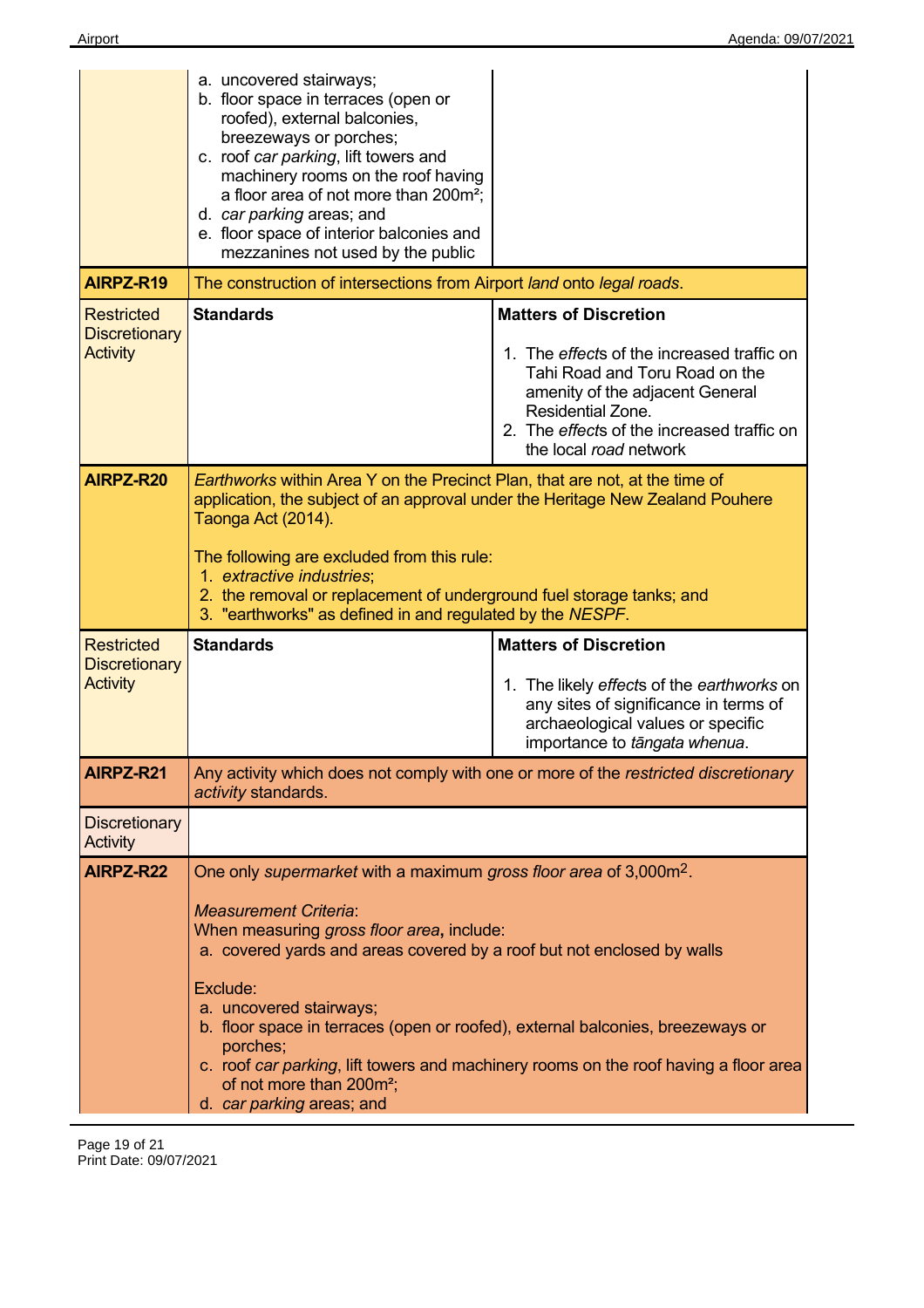| | | |
|---|---|---|
| | a. uncovered stairways;<br>b. floor space in terraces (open or roofed), external balconies, breezeways or porches;<br>c. roof *car parking*, lift towers and machinery rooms on the roof having a floor area of not more than 200m²;<br>d. *car parking* areas; and<br>e. floor space of interior balconies and mezzanines not used by the public | |
| **AIRPZ-R19** | The construction of intersections from Airport *land* onto *legal roads*. | |
| Restricted Discretionary Activity | **Standards** | **Matters of Discretion**<br><br>1. The *effect*s of the increased traffic on Tahi Road and Toru Road on the amenity of the adjacent General Residential Zone.<br>2. The *effect*s of the increased traffic on the local *road* network |
| **AIRPZ-R20** | *Earthworks* within Area Y on the Precinct Plan, that are not, at the time of application, the subject of an approval under the Heritage New Zealand Pouhere Taonga Act (2014).<br><br>The following are excluded from this rule:<br>1. *extractive industries*;<br>2. the removal or replacement of underground fuel storage tanks; and<br>3. "earthworks" as defined in and regulated by the *NESPF*. | |
| Restricted Discretionary Activity | **Standards** | **Matters of Discretion**<br><br>1. The likely *effect*s of the *earthworks* on any sites of significance in terms of archaeological values or specific importance to *tāngata whenua*. |
| **AIRPZ-R21** | Any activity which does not comply with one or more of the *restricted discretionary activity* standards. | |
| Discretionary Activity | | |
| **AIRPZ-R22** | One only *supermarket* with a maximum *gross floor area* of 3,000m².<br><br>*Measurement Criteria*:<br>When measuring *gross floor area***,** include:<br>a. covered yards and areas covered by a roof but not enclosed by walls<br><br>Exclude:<br>a. uncovered stairways;<br>b. floor space in terraces (open or roofed), external balconies, breezeways or porches;<br>c. roof *car parking*, lift towers and machinery rooms on the roof having a floor area of not more than 200m²;<br>d. *car parking* areas; and | |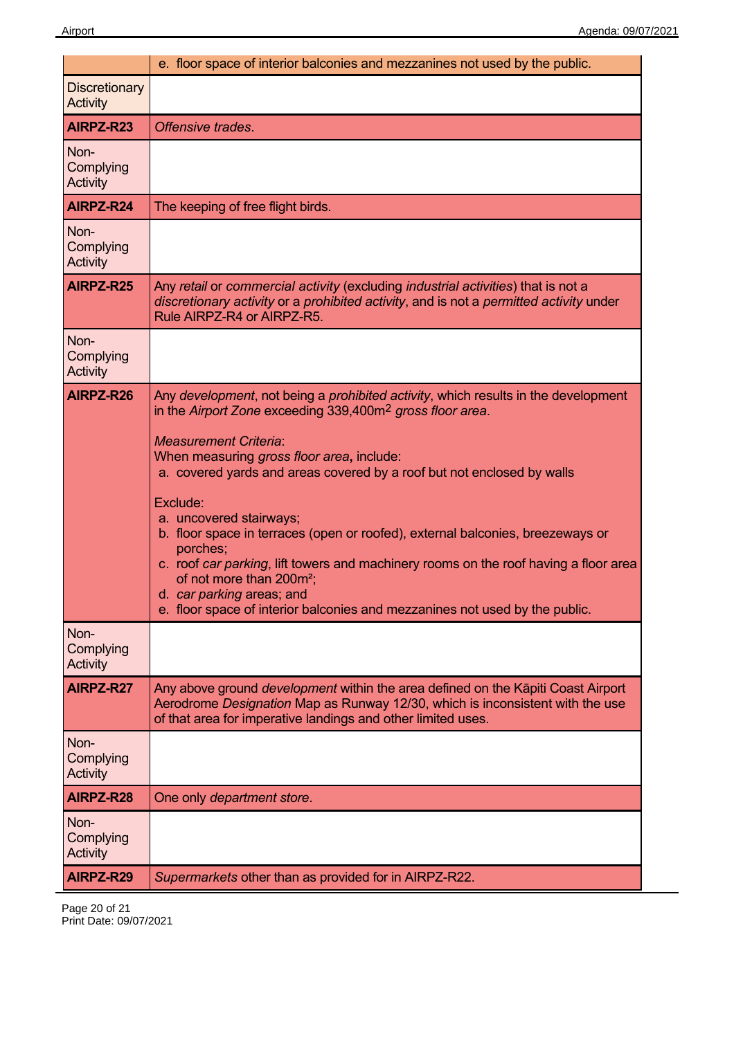| | |
|---|---|
| | e. floor space of interior balconies and mezzanines not used by the public. |
| Discretionary Activity | |
| **AIRPZ-R23** | *Offensive trades*. |
| Non-Complying Activity | |
| **AIRPZ-R24** | The keeping of free flight birds. |
| Non-Complying Activity | |
| **AIRPZ-R25** | Any *retail* or *commercial activity* (excluding *industrial activities*) that is not a *discretionary activity* or a *prohibited activity*, and is not a *permitted activity* under Rule AIRPZ-R4 or AIRPZ-R5. |
| Non-Complying Activity | |
| **AIRPZ-R26** | Any *development*, not being a *prohibited activity*, which results in the development in the *Airport Zone* exceeding 339,400m² *gross floor area*.<br><br>*Measurement Criteria*:<br>When measuring *gross floor area*, include:<br>a. covered yards and areas covered by a roof but not enclosed by walls<br><br>Exclude:<br>a. uncovered stairways;<br>b. floor space in terraces (open or roofed), external balconies, breezeways or porches;<br>c. roof *car parking*, lift towers and machinery rooms on the roof having a floor area of not more than 200m²;<br>d. *car parking* areas; and<br>e. floor space of interior balconies and mezzanines not used by the public. |
| Non-Complying Activity | |
| **AIRPZ-R27** | Any above ground *development* within the area defined on the Kāpiti Coast Airport Aerodrome *Designation* Map as Runway 12/30, which is inconsistent with the use of that area for imperative landings and other limited uses. |
| Non-Complying Activity | |
| **AIRPZ-R28** | One only *department store*. |
| Non-Complying Activity | |
| **AIRPZ-R29** | *Supermarkets* other than as provided for in AIRPZ-R22. |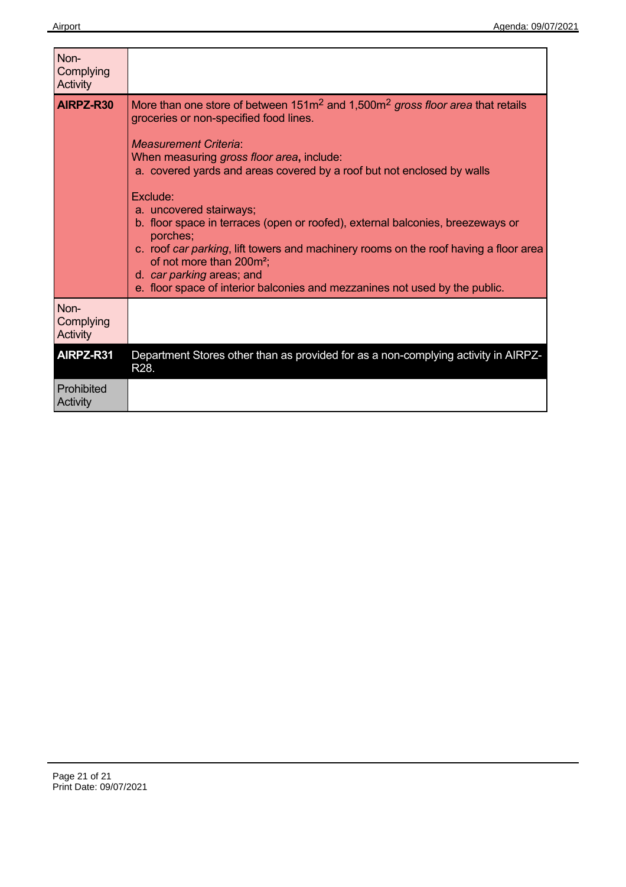| | |
|---|---|
| Non-Complying Activity | |
| **AIRPZ-R30** | More than one store of between 151m$^2$ and 1,500m$^2$ *gross floor area* that retails groceries or non-specified food lines.<br><br>*Measurement Criteria*:<br>When measuring *gross floor area*, include:<br>a. covered yards and areas covered by a roof but not enclosed by walls<br><br>Exclude:<br>a. uncovered stairways;<br>b. floor space in terraces (open or roofed), external balconies, breezeways or porches;<br>c. roof *car parking*, lift towers and machinery rooms on the roof having a floor area of not more than 200m$^2$;<br>d. *car parking* areas; and<br>e. floor space of interior balconies and mezzanines not used by the public. |
| Non-Complying Activity | |
| **AIRPZ-R31** | Department Stores other than as provided for as a non-complying activity in AIRPZ-R28. |
| Prohibited Activity | |